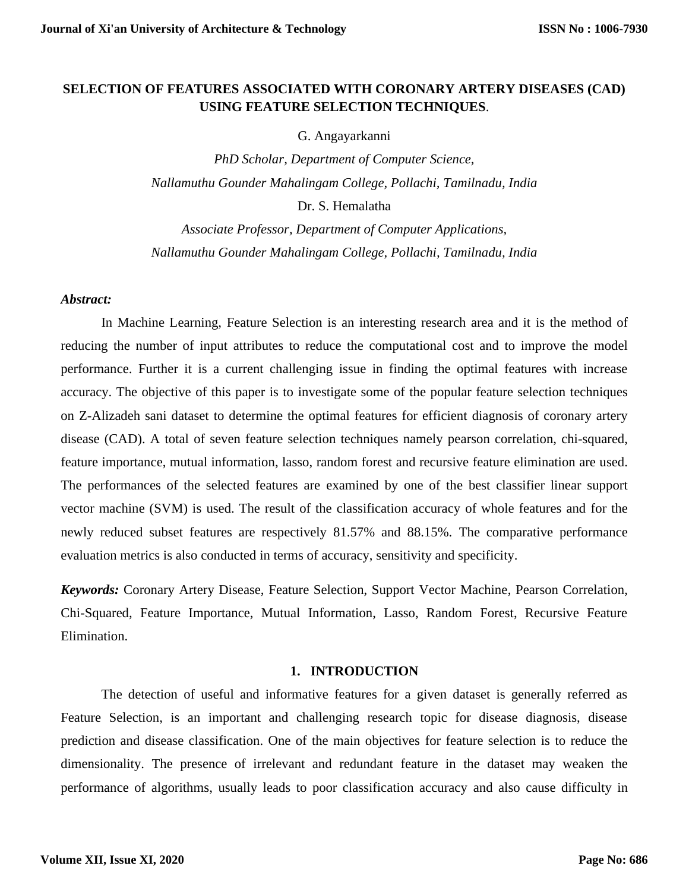# SELECTION OF FEATURES ASSOCIATED WITH CORONARY ARTERY DISEASES (CAD) USING FEATURE SELECTION TECHNIQUES.

G. Angayarkanni

*PhD Scholar, Department of Computer Science,*

*Nallamuthu Gounder Mahalingam College, Pollachi, Tamilnadu, India*

Dr. S. Hemalatha

*Associate Professor, Department of Computer Applications,*

*Nallamuthu Gounder Mahalingam College, Pollachi, Tamilnadu, India*

***Abstract:***

In Machine Learning, Feature Selection is an interesting research area and it is the method of reducing the number of input attributes to reduce the computational cost and to improve the model performance. Further it is a current challenging issue in finding the optimal features with increase accuracy. The objective of this paper is to investigate some of the popular feature selection techniques on Z-Alizadeh sani dataset to determine the optimal features for efficient diagnosis of coronary artery disease (CAD). A total of seven feature selection techniques namely pearson correlation, chi-squared, feature importance, mutual information, lasso, random forest and recursive feature elimination are used. The performances of the selected features are examined by one of the best classifier linear support vector machine (SVM) is used. The result of the classification accuracy of whole features and for the newly reduced subset features are respectively 81.57% and 88.15%. The comparative performance evaluation metrics is also conducted in terms of accuracy, sensitivity and specificity.

***Keywords:*** Coronary Artery Disease, Feature Selection, Support Vector Machine, Pearson Correlation, Chi-Squared, Feature Importance, Mutual Information, Lasso, Random Forest, Recursive Feature Elimination.

## 1. INTRODUCTION

The detection of useful and informative features for a given dataset is generally referred as Feature Selection, is an important and challenging research topic for disease diagnosis, disease prediction and disease classification. One of the main objectives for feature selection is to reduce the dimensionality. The presence of irrelevant and redundant feature in the dataset may weaken the performance of algorithms, usually leads to poor classification accuracy and also cause difficulty in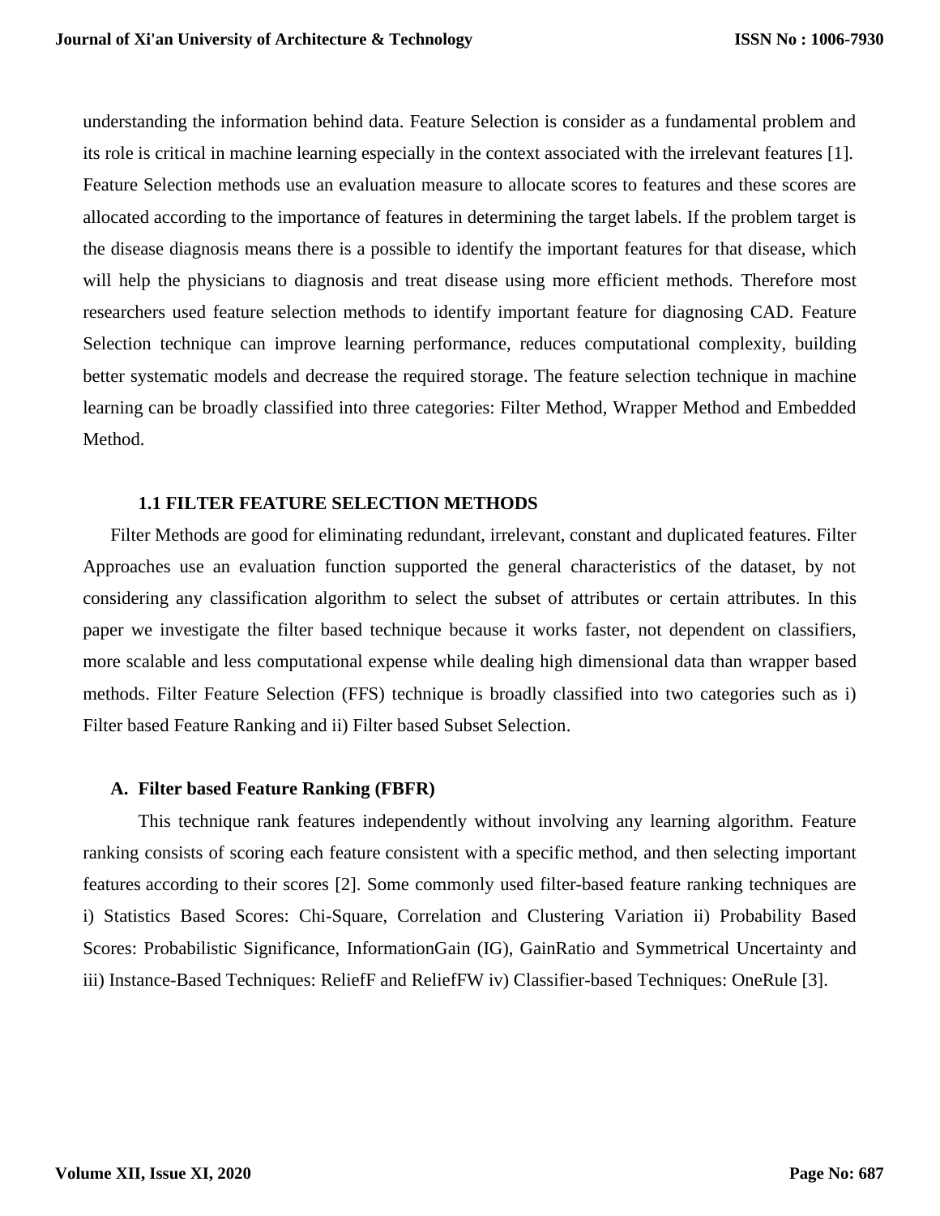understanding the information behind data. Feature Selection is consider as a fundamental problem and its role is critical in machine learning especially in the context associated with the irrelevant features [1]. Feature Selection methods use an evaluation measure to allocate scores to features and these scores are allocated according to the importance of features in determining the target labels. If the problem target is the disease diagnosis means there is a possible to identify the important features for that disease, which will help the physicians to diagnosis and treat disease using more efficient methods. Therefore most researchers used feature selection methods to identify important feature for diagnosing CAD. Feature Selection technique can improve learning performance, reduces computational complexity, building better systematic models and decrease the required storage. The feature selection technique in machine learning can be broadly classified into three categories: Filter Method, Wrapper Method and Embedded Method.

### 1.1 FILTER FEATURE SELECTION METHODS

Filter Methods are good for eliminating redundant, irrelevant, constant and duplicated features. Filter Approaches use an evaluation function supported the general characteristics of the dataset, by not considering any classification algorithm to select the subset of attributes or certain attributes. In this paper we investigate the filter based technique because it works faster, not dependent on classifiers, more scalable and less computational expense while dealing high dimensional data than wrapper based methods. Filter Feature Selection (FFS) technique is broadly classified into two categories such as i) Filter based Feature Ranking and ii) Filter based Subset Selection.

#### A. Filter based Feature Ranking (FBFR)

This technique rank features independently without involving any learning algorithm. Feature ranking consists of scoring each feature consistent with a specific method, and then selecting important features according to their scores [2]. Some commonly used filter-based feature ranking techniques are i) Statistics Based Scores: Chi-Square, Correlation and Clustering Variation ii) Probability Based Scores: Probabilistic Significance, InformationGain (IG), GainRatio and Symmetrical Uncertainty and iii) Instance-Based Techniques: ReliefF and ReliefFW iv) Classifier-based Techniques: OneRule [3].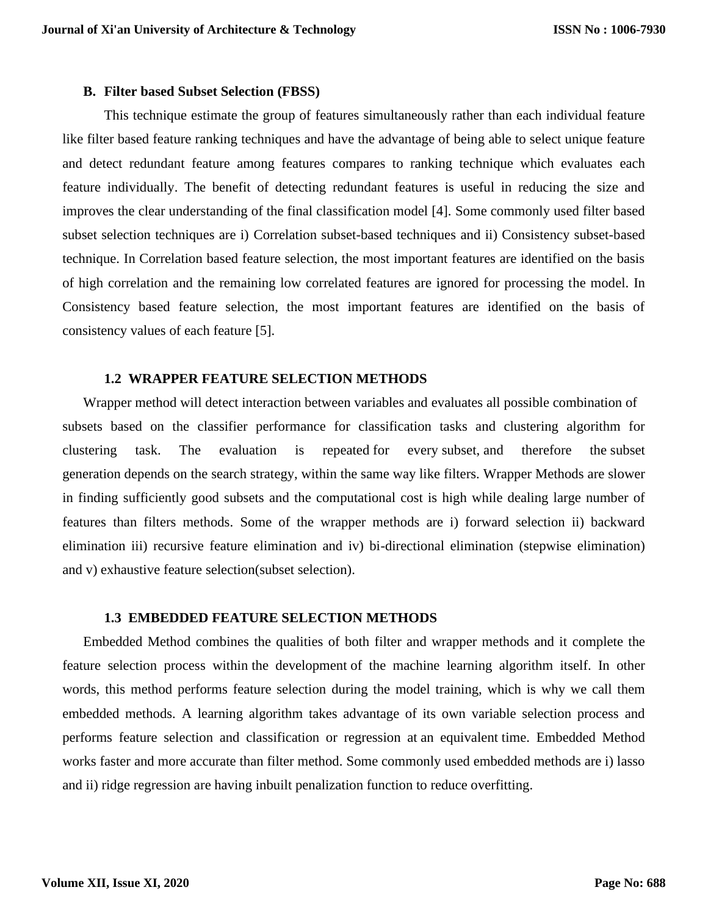### B. Filter based Subset Selection (FBSS)

This technique estimate the group of features simultaneously rather than each individual feature like filter based feature ranking techniques and have the advantage of being able to select unique feature and detect redundant feature among features compares to ranking technique which evaluates each feature individually. The benefit of detecting redundant features is useful in reducing the size and improves the clear understanding of the final classification model [4]. Some commonly used filter based subset selection techniques are i) Correlation subset-based techniques and ii) Consistency subset-based technique. In Correlation based feature selection, the most important features are identified on the basis of high correlation and the remaining low correlated features are ignored for processing the model. In Consistency based feature selection, the most important features are identified on the basis of consistency values of each feature [5].

## 1.2 WRAPPER FEATURE SELECTION METHODS

Wrapper method will detect interaction between variables and evaluates all possible combination of subsets based on the classifier performance for classification tasks and clustering algorithm for clustering task. The evaluation is repeated for every subset, and therefore the subset generation depends on the search strategy, within the same way like filters. Wrapper Methods are slower in finding sufficiently good subsets and the computational cost is high while dealing large number of features than filters methods. Some of the wrapper methods are i) forward selection ii) backward elimination iii) recursive feature elimination and iv) bi-directional elimination (stepwise elimination) and v) exhaustive feature selection(subset selection).

## 1.3 EMBEDDED FEATURE SELECTION METHODS

Embedded Method combines the qualities of both filter and wrapper methods and it complete the feature selection process within the development of the machine learning algorithm itself. In other words, this method performs feature selection during the model training, which is why we call them embedded methods. A learning algorithm takes advantage of its own variable selection process and performs feature selection and classification or regression at an equivalent time. Embedded Method works faster and more accurate than filter method. Some commonly used embedded methods are i) lasso and ii) ridge regression are having inbuilt penalization function to reduce overfitting.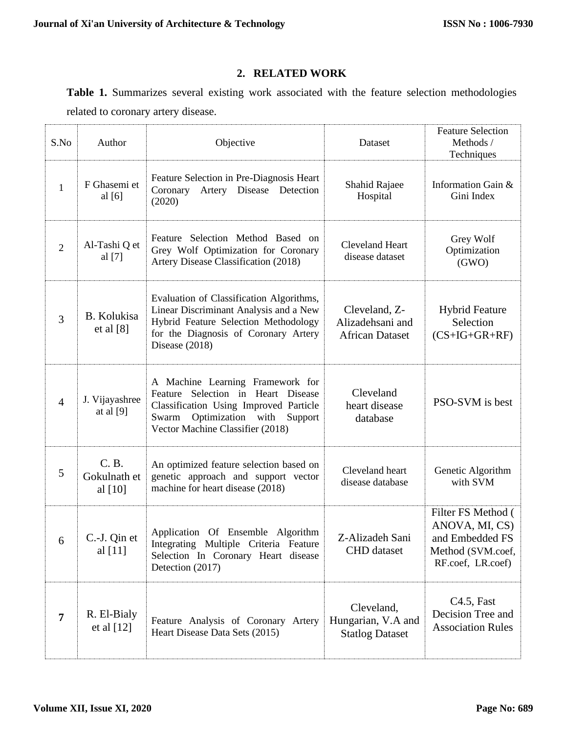## 2. RELATED WORK

**Table 1.** Summarizes several existing work associated with the feature selection methodologies related to coronary artery disease.

| S.No | Author | Objective | Dataset | Feature Selection Methods / Techniques |
|---|---|---|---|---|
| 1 | F Ghasemi et al [6] | Feature Selection in Pre-Diagnosis Heart Coronary Artery Disease Detection (2020) | Shahid Rajaee Hospital | Information Gain & Gini Index |
| 2 | Al-Tashi Q et al [7] | Feature Selection Method Based on Grey Wolf Optimization for Coronary Artery Disease Classification (2018) | Cleveland Heart disease dataset | Grey Wolf Optimization (GWO) |
| 3 | B. Kolukisa et al [8] | Evaluation of Classification Algorithms, Linear Discriminant Analysis and a New Hybrid Feature Selection Methodology for the Diagnosis of Coronary Artery Disease (2018) | Cleveland, Z-Alizadehsani and African Dataset | Hybrid Feature Selection (CS+IG+GR+RF) |
| 4 | J. Vijayashree at al [9] | A Machine Learning Framework for Feature Selection in Heart Disease Classification Using Improved Particle Swarm Optimization with Support Vector Machine Classifier (2018) | Cleveland heart disease database | PSO-SVM is best |
| 5 | C. B. Gokulnath et al [10] | An optimized feature selection based on genetic approach and support vector machine for heart disease (2018) | Cleveland heart disease database | Genetic Algorithm with SVM |
| 6 | C.-J. Qin et al [11] | Application Of Ensemble Algorithm Integrating Multiple Criteria Feature Selection In Coronary Heart disease Detection (2017) | Z-Alizadeh Sani CHD dataset | Filter FS Method ( ANOVA, MI, CS) and Embedded FS Method (SVM.coef, RF.coef, LR.coef) |
| **7** | R. El-Bialy et al [12] | Feature Analysis of Coronary Artery Heart Disease Data Sets (2015) | Cleveland, Hungarian, V.A and Statlog Dataset | C4.5, Fast Decision Tree and Association Rules |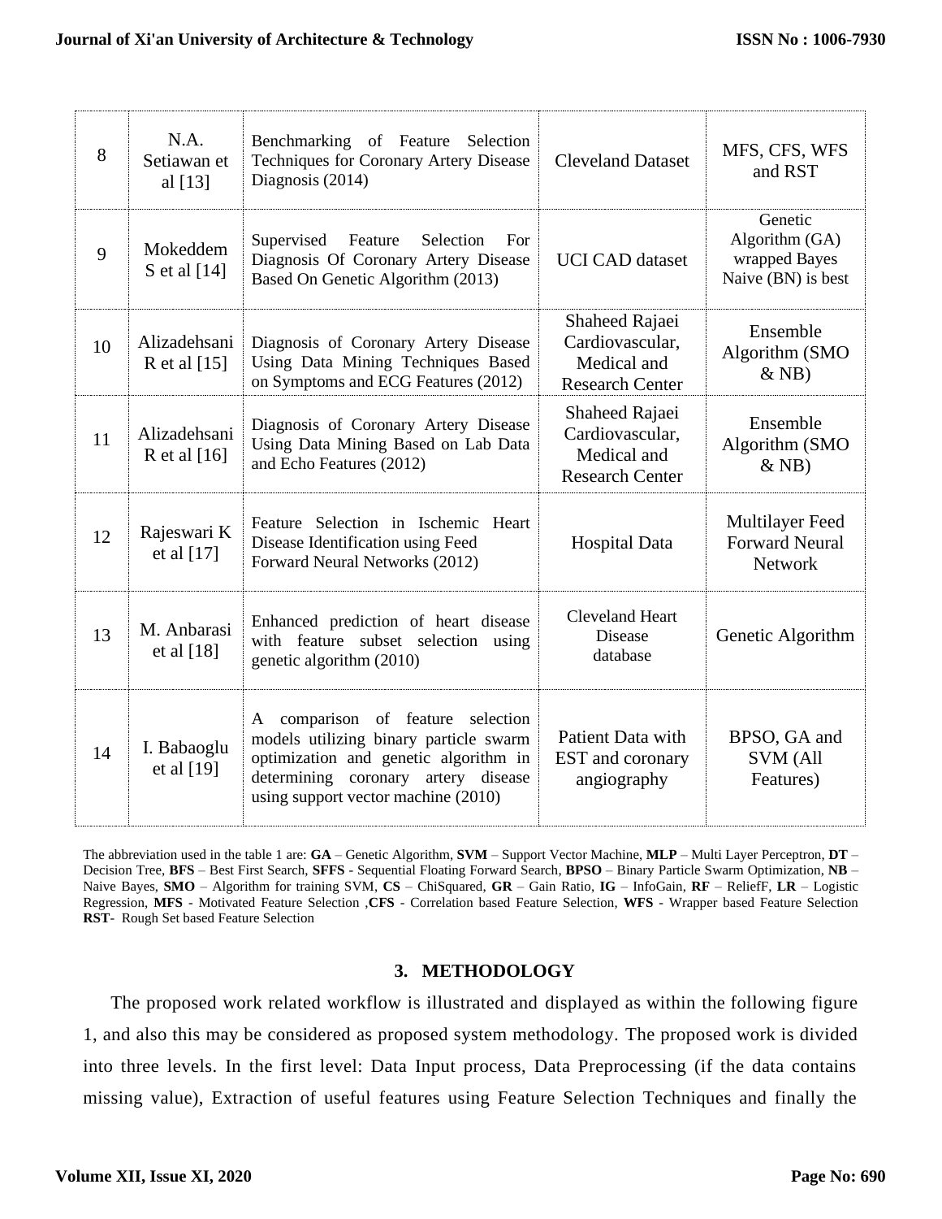| 8 | N.A. Setiawan et al [13] | Benchmarking of Feature Selection Techniques for Coronary Artery Disease Diagnosis (2014) | Cleveland Dataset | MFS, CFS, WFS and RST |
|---|---|---|---|---|
| 9 | Mokeddem S et al [14] | Supervised Feature Selection For Diagnosis Of Coronary Artery Disease Based On Genetic Algorithm (2013) | UCI CAD dataset | Genetic Algorithm (GA) wrapped Bayes Naive (BN) is best |
| 10 | Alizadehsani R et al [15] | Diagnosis of Coronary Artery Disease Using Data Mining Techniques Based on Symptoms and ECG Features (2012) | Shaheed Rajaei Cardiovascular, Medical and Research Center | Ensemble Algorithm (SMO & NB) |
| 11 | Alizadehsani R et al [16] | Diagnosis of Coronary Artery Disease Using Data Mining Based on Lab Data and Echo Features (2012) | Shaheed Rajaei Cardiovascular, Medical and Research Center | Ensemble Algorithm (SMO & NB) |
| 12 | Rajeswari K et al [17] | Feature Selection in Ischemic Heart Disease Identification using Feed Forward Neural Networks (2012) | Hospital Data | Multilayer Feed Forward Neural Network |
| 13 | M. Anbarasi et al [18] | Enhanced prediction of heart disease with feature subset selection using genetic algorithm (2010) | Cleveland Heart Disease database | Genetic Algorithm |
| 14 | I. Babaoglu et al [19] | A comparison of feature selection models utilizing binary particle swarm optimization and genetic algorithm in determining coronary artery disease using support vector machine (2010) | Patient Data with EST and coronary angiography | BPSO, GA and SVM (All Features) |

The abbreviation used in the table 1 are: **GA** – Genetic Algorithm, **SVM** – Support Vector Machine, **MLP** – Multi Layer Perceptron, **DT** – Decision Tree, **BFS** – Best First Search, **SFFS** - Sequential Floating Forward Search, **BPSO** – Binary Particle Swarm Optimization, **NB** – Naive Bayes, **SMO** – Algorithm for training SVM, **CS** – ChiSquared, **GR** – Gain Ratio, **IG** – InfoGain, **RF** – ReliefF, **LR** – Logistic Regression, **MFS** - Motivated Feature Selection ,**CFS** - Correlation based Feature Selection, **WFS** - Wrapper based Feature Selection **RST**- Rough Set based Feature Selection

## 3. METHODOLOGY

The proposed work related workflow is illustrated and displayed as within the following figure 1, and also this may be considered as proposed system methodology. The proposed work is divided into three levels. In the first level: Data Input process, Data Preprocessing (if the data contains missing value), Extraction of useful features using Feature Selection Techniques and finally the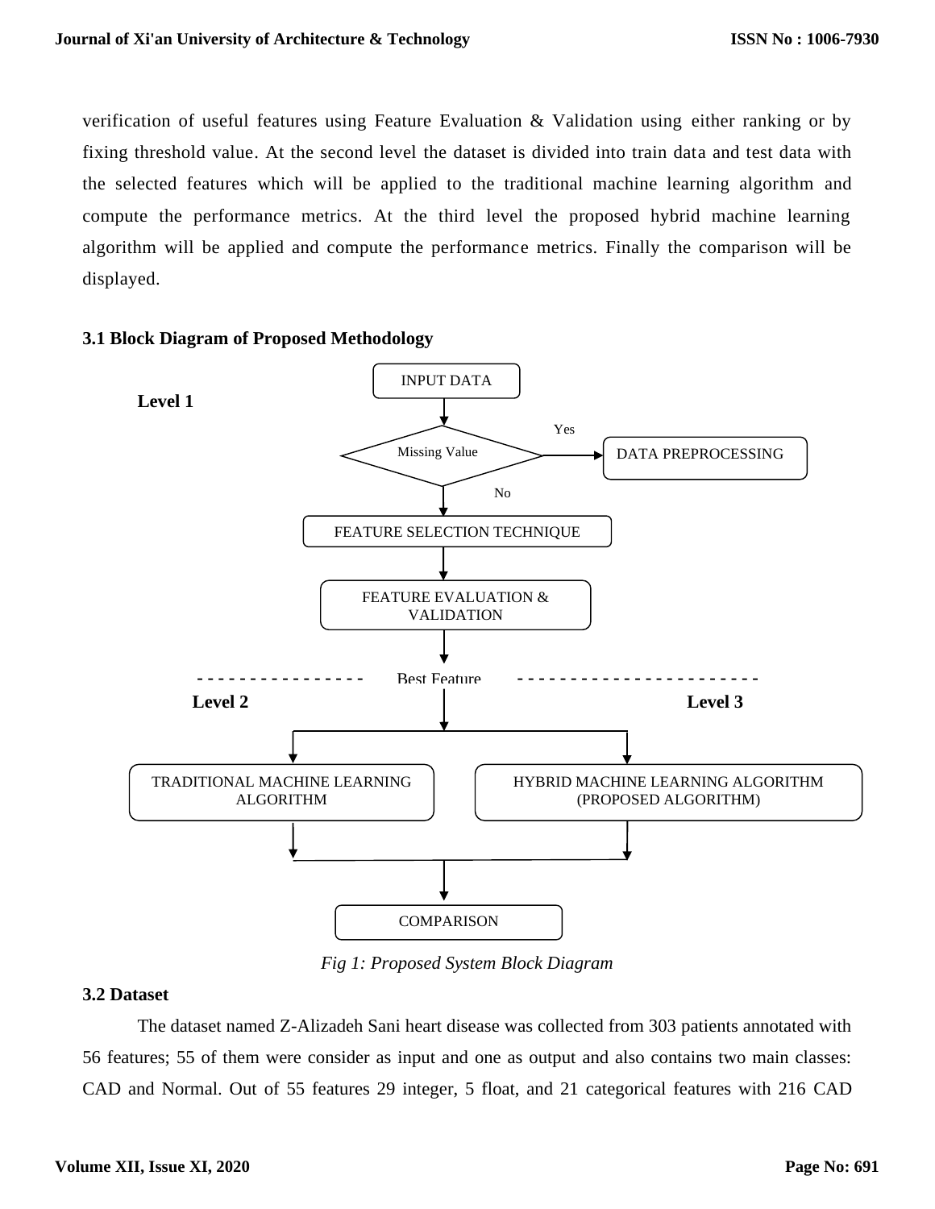verification of useful features using Feature Evaluation & Validation using either ranking or by fixing threshold value. At the second level the dataset is divided into train data and test data with the selected features which will be applied to the traditional machine learning algorithm and compute the performance metrics. At the third level the proposed hybrid machine learning algorithm will be applied and compute the performance metrics. Finally the comparison will be displayed.

### 3.1 Block Diagram of Proposed Methodology

Level 1

INPUT DATA

Missing Value — Yes → DATA PREPROCESSING

No

FEATURE SELECTION TECHNIQUE

FEATURE EVALUATION & VALIDATION

Best Feature

Level 2 — TRADITIONAL MACHINE LEARNING ALGORITHM

Level 3 — HYBRID MACHINE LEARNING ALGORITHM (PROPOSED ALGORITHM)

COMPARISON

*Fig 1: Proposed System Block Diagram*

### 3.2 Dataset

The dataset named Z-Alizadeh Sani heart disease was collected from 303 patients annotated with 56 features; 55 of them were consider as input and one as output and also contains two main classes: CAD and Normal. Out of 55 features 29 integer, 5 float, and 21 categorical features with 216 CAD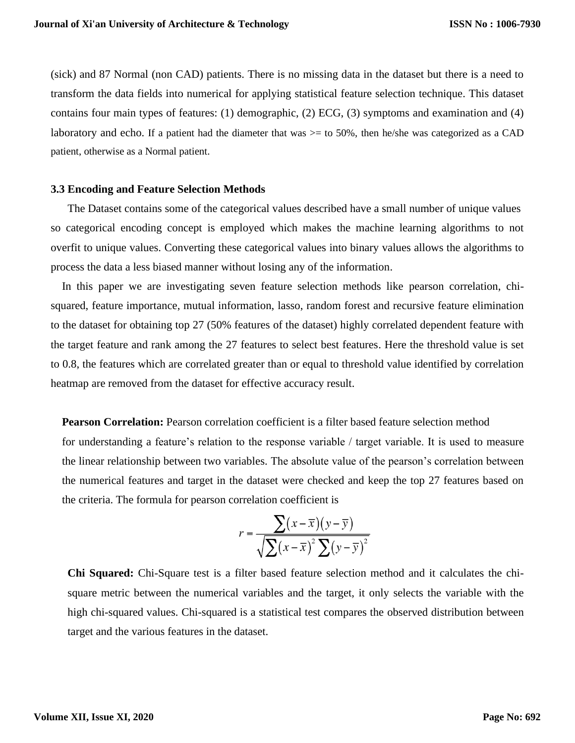(sick) and 87 Normal (non CAD) patients. There is no missing data in the dataset but there is a need to transform the data fields into numerical for applying statistical feature selection technique. This dataset contains four main types of features: (1) demographic, (2) ECG, (3) symptoms and examination and (4) laboratory and echo. If a patient had the diameter that was >= to 50%, then he/she was categorized as a CAD patient, otherwise as a Normal patient.

### 3.3 Encoding and Feature Selection Methods

The Dataset contains some of the categorical values described have a small number of unique values so categorical encoding concept is employed which makes the machine learning algorithms to not overfit to unique values. Converting these categorical values into binary values allows the algorithms to process the data a less biased manner without losing any of the information.

In this paper we are investigating seven feature selection methods like pearson correlation, chi-squared, feature importance, mutual information, lasso, random forest and recursive feature elimination to the dataset for obtaining top 27 (50% features of the dataset) highly correlated dependent feature with the target feature and rank among the 27 features to select best features. Here the threshold value is set to 0.8, the features which are correlated greater than or equal to threshold value identified by correlation heatmap are removed from the dataset for effective accuracy result.

**Pearson Correlation:** Pearson correlation coefficient is a filter based feature selection method for understanding a feature's relation to the response variable / target variable. It is used to measure the linear relationship between two variables. The absolute value of the pearson's correlation between the numerical features and target in the dataset were checked and keep the top 27 features based on the criteria. The formula for pearson correlation coefficient is

$$r = \frac{\sum(x-\bar{x})(y-\bar{y})}{\sqrt{\sum(x-\bar{x})^2 \sum(y-\bar{y})^2}}$$

**Chi Squared:** Chi-Square test is a filter based feature selection method and it calculates the chi-square metric between the numerical variables and the target, it only selects the variable with the high chi-squared values. Chi-squared is a statistical test compares the observed distribution between target and the various features in the dataset.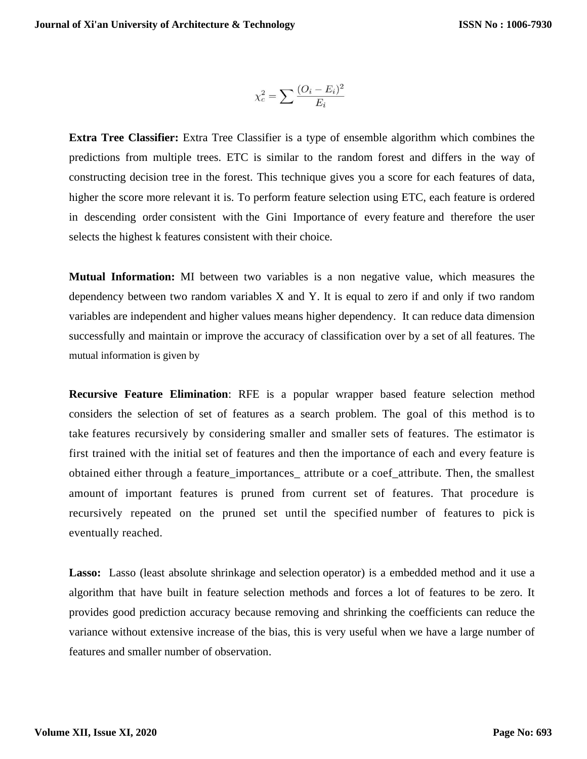$$\chi_c^2 = \sum \frac{(O_i - E_i)^2}{E_i}$$

**Extra Tree Classifier:** Extra Tree Classifier is a type of ensemble algorithm which combines the predictions from multiple trees. ETC is similar to the random forest and differs in the way of constructing decision tree in the forest. This technique gives you a score for each features of data, higher the score more relevant it is. To perform feature selection using ETC, each feature is ordered in descending order consistent with the Gini Importance of every feature and therefore the user selects the highest k features consistent with their choice.

**Mutual Information:** MI between two variables is a non negative value, which measures the dependency between two random variables X and Y. It is equal to zero if and only if two random variables are independent and higher values means higher dependency. It can reduce data dimension successfully and maintain or improve the accuracy of classification over by a set of all features. The mutual information is given by

**Recursive Feature Elimination**: RFE is a popular wrapper based feature selection method considers the selection of set of features as a search problem. The goal of this method is to take features recursively by considering smaller and smaller sets of features. The estimator is first trained with the initial set of features and then the importance of each and every feature is obtained either through a feature_importances_ attribute or a coef_attribute. Then, the smallest amount of important features is pruned from current set of features. That procedure is recursively repeated on the pruned set until the specified number of features to pick is eventually reached.

**Lasso:** Lasso (least absolute shrinkage and selection operator) is a embedded method and it use a algorithm that have built in feature selection methods and forces a lot of features to be zero. It provides good prediction accuracy because removing and shrinking the coefficients can reduce the variance without extensive increase of the bias, this is very useful when we have a large number of features and smaller number of observation.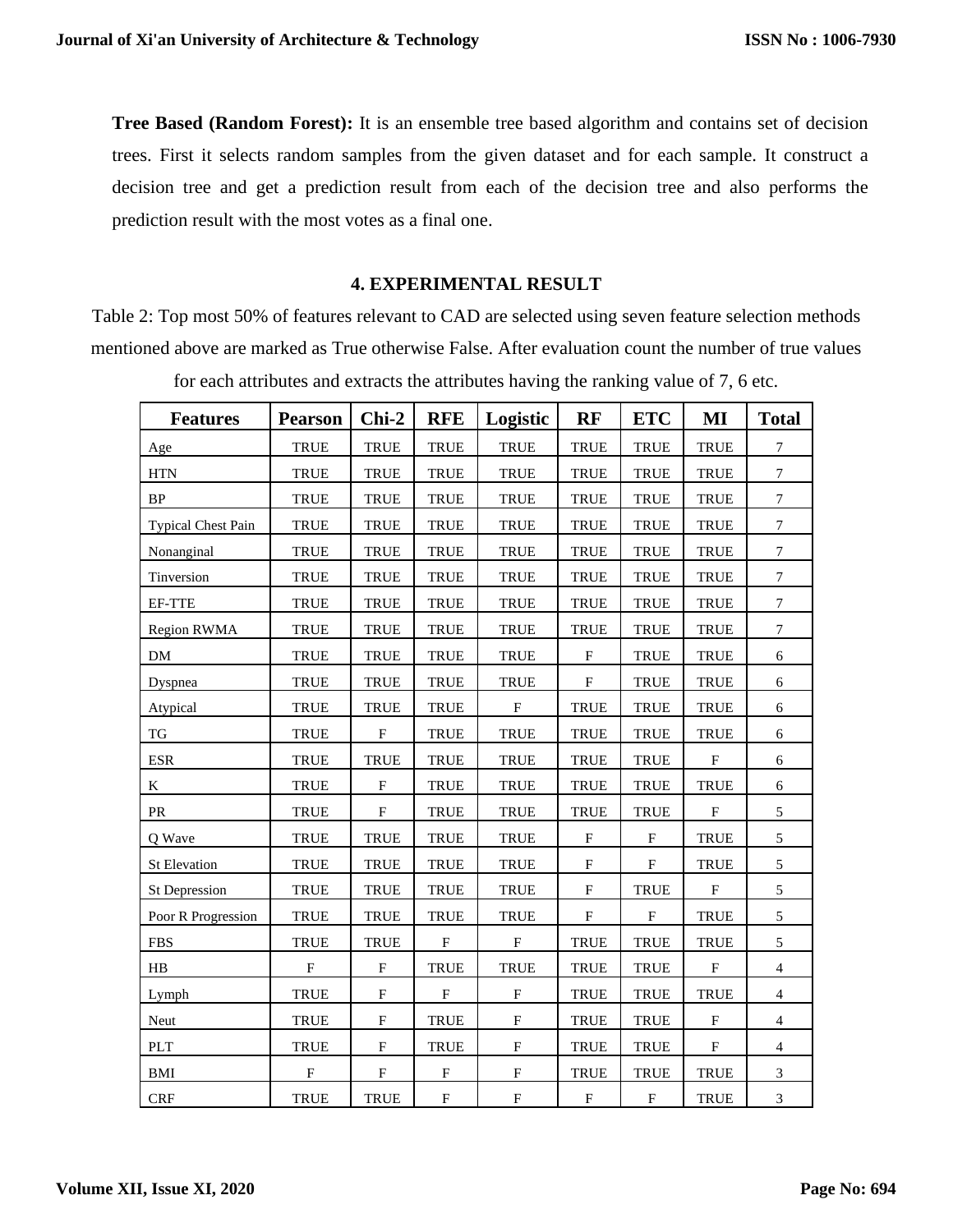**Tree Based (Random Forest):** It is an ensemble tree based algorithm and contains set of decision trees. First it selects random samples from the given dataset and for each sample. It construct a decision tree and get a prediction result from each of the decision tree and also performs the prediction result with the most votes as a final one.

## 4. EXPERIMENTAL RESULT

Table 2: Top most 50% of features relevant to CAD are selected using seven feature selection methods mentioned above are marked as True otherwise False. After evaluation count the number of true values for each attributes and extracts the attributes having the ranking value of 7, 6 etc.

| Features | Pearson | Chi-2 | RFE | Logistic | RF | ETC | MI | Total |
|---|---|---|---|---|---|---|---|---|
| Age | TRUE | TRUE | TRUE | TRUE | TRUE | TRUE | TRUE | 7 |
| HTN | TRUE | TRUE | TRUE | TRUE | TRUE | TRUE | TRUE | 7 |
| BP | TRUE | TRUE | TRUE | TRUE | TRUE | TRUE | TRUE | 7 |
| Typical Chest Pain | TRUE | TRUE | TRUE | TRUE | TRUE | TRUE | TRUE | 7 |
| Nonanginal | TRUE | TRUE | TRUE | TRUE | TRUE | TRUE | TRUE | 7 |
| Tinversion | TRUE | TRUE | TRUE | TRUE | TRUE | TRUE | TRUE | 7 |
| EF-TTE | TRUE | TRUE | TRUE | TRUE | TRUE | TRUE | TRUE | 7 |
| Region RWMA | TRUE | TRUE | TRUE | TRUE | TRUE | TRUE | TRUE | 7 |
| DM | TRUE | TRUE | TRUE | TRUE | F | TRUE | TRUE | 6 |
| Dyspnea | TRUE | TRUE | TRUE | TRUE | F | TRUE | TRUE | 6 |
| Atypical | TRUE | TRUE | TRUE | F | TRUE | TRUE | TRUE | 6 |
| TG | TRUE | F | TRUE | TRUE | TRUE | TRUE | TRUE | 6 |
| ESR | TRUE | TRUE | TRUE | TRUE | TRUE | TRUE | F | 6 |
| K | TRUE | F | TRUE | TRUE | TRUE | TRUE | TRUE | 6 |
| PR | TRUE | F | TRUE | TRUE | TRUE | TRUE | F | 5 |
| Q Wave | TRUE | TRUE | TRUE | TRUE | F | F | TRUE | 5 |
| St Elevation | TRUE | TRUE | TRUE | TRUE | F | F | TRUE | 5 |
| St Depression | TRUE | TRUE | TRUE | TRUE | F | TRUE | F | 5 |
| Poor R Progression | TRUE | TRUE | TRUE | TRUE | F | F | TRUE | 5 |
| FBS | TRUE | TRUE | F | F | TRUE | TRUE | TRUE | 5 |
| HB | F | F | TRUE | TRUE | TRUE | TRUE | F | 4 |
| Lymph | TRUE | F | F | F | TRUE | TRUE | TRUE | 4 |
| Neut | TRUE | F | TRUE | F | TRUE | TRUE | F | 4 |
| PLT | TRUE | F | TRUE | F | TRUE | TRUE | F | 4 |
| BMI | F | F | F | F | TRUE | TRUE | TRUE | 3 |
| CRF | TRUE | TRUE | F | F | F | F | TRUE | 3 |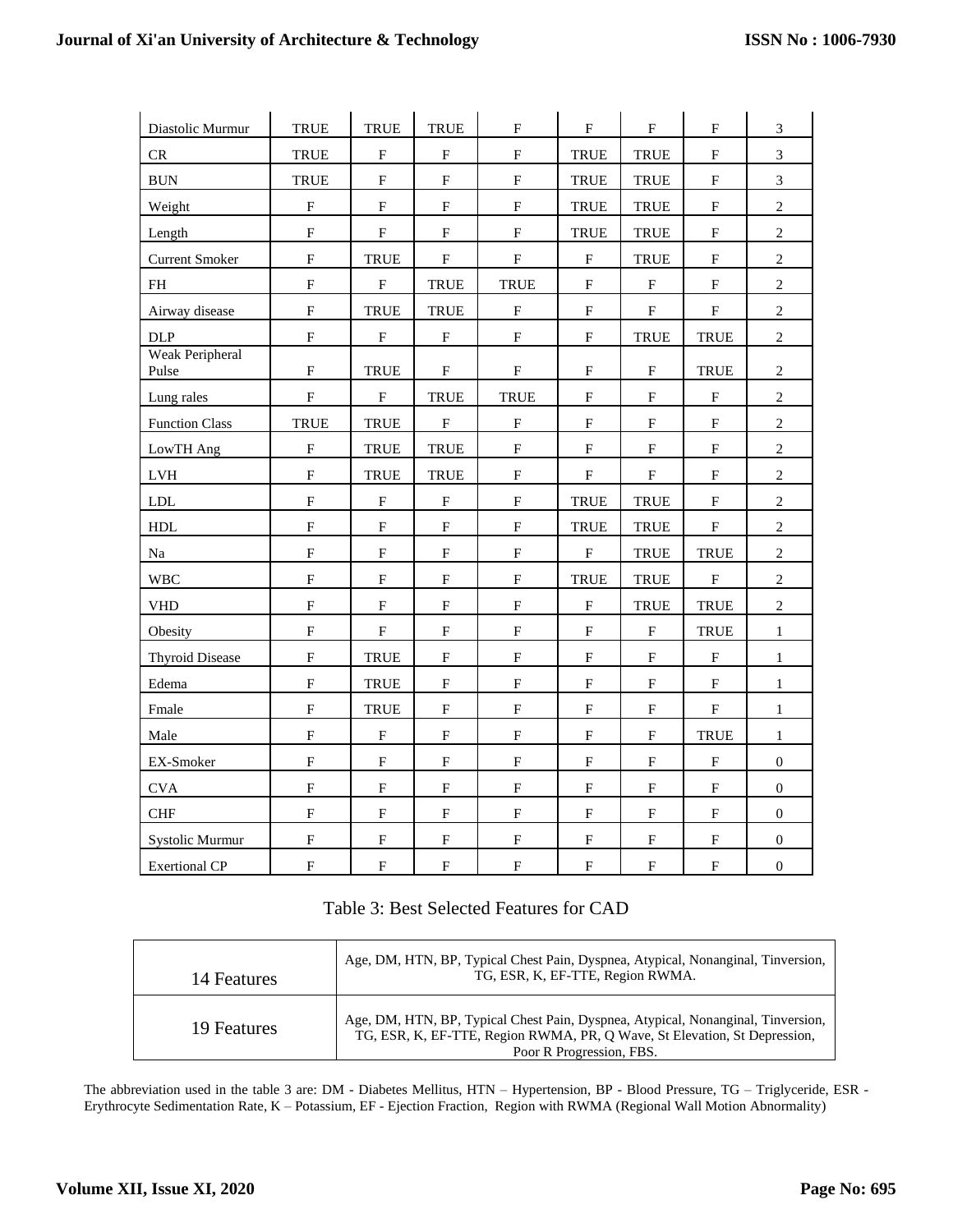| | | | | | | | | |
|---|---|---|---|---|---|---|---|---|
| Diastolic Murmur | TRUE | TRUE | TRUE | F | F | F | F | 3 |
| CR | TRUE | F | F | F | TRUE | TRUE | F | 3 |
| BUN | TRUE | F | F | F | TRUE | TRUE | F | 3 |
| Weight | F | F | F | F | TRUE | TRUE | F | 2 |
| Length | F | F | F | F | TRUE | TRUE | F | 2 |
| Current Smoker | F | TRUE | F | F | F | TRUE | F | 2 |
| FH | F | F | TRUE | TRUE | F | F | F | 2 |
| Airway disease | F | TRUE | TRUE | F | F | F | F | 2 |
| DLP | F | F | F | F | F | TRUE | TRUE | 2 |
| Weak Peripheral Pulse | F | TRUE | F | F | F | F | TRUE | 2 |
| Lung rales | F | F | TRUE | TRUE | F | F | F | 2 |
| Function Class | TRUE | TRUE | F | F | F | F | F | 2 |
| LowTH Ang | F | TRUE | TRUE | F | F | F | F | 2 |
| LVH | F | TRUE | TRUE | F | F | F | F | 2 |
| LDL | F | F | F | F | TRUE | TRUE | F | 2 |
| HDL | F | F | F | F | TRUE | TRUE | F | 2 |
| Na | F | F | F | F | F | TRUE | TRUE | 2 |
| WBC | F | F | F | F | TRUE | TRUE | F | 2 |
| VHD | F | F | F | F | F | TRUE | TRUE | 2 |
| Obesity | F | F | F | F | F | F | TRUE | 1 |
| Thyroid Disease | F | TRUE | F | F | F | F | F | 1 |
| Edema | F | TRUE | F | F | F | F | F | 1 |
| Fmale | F | TRUE | F | F | F | F | F | 1 |
| Male | F | F | F | F | F | F | TRUE | 1 |
| EX-Smoker | F | F | F | F | F | F | F | 0 |
| CVA | F | F | F | F | F | F | F | 0 |
| CHF | F | F | F | F | F | F | F | 0 |
| Systolic Murmur | F | F | F | F | F | F | F | 0 |
| Exertional CP | F | F | F | F | F | F | F | 0 |

Table 3: Best Selected Features for CAD

| | |
|---|---|
| 14 Features | Age, DM, HTN, BP, Typical Chest Pain, Dyspnea, Atypical, Nonanginal, Tinversion, TG, ESR, K, EF-TTE, Region RWMA. |
| 19 Features | Age, DM, HTN, BP, Typical Chest Pain, Dyspnea, Atypical, Nonanginal, Tinversion, TG, ESR, K, EF-TTE, Region RWMA, PR, Q Wave, St Elevation, St Depression, Poor R Progression, FBS. |

The abbreviation used in the table 3 are: DM - Diabetes Mellitus, HTN – Hypertension, BP - Blood Pressure, TG – Triglyceride, ESR - Erythrocyte Sedimentation Rate, K – Potassium, EF - Ejection Fraction, Region with RWMA (Regional Wall Motion Abnormality)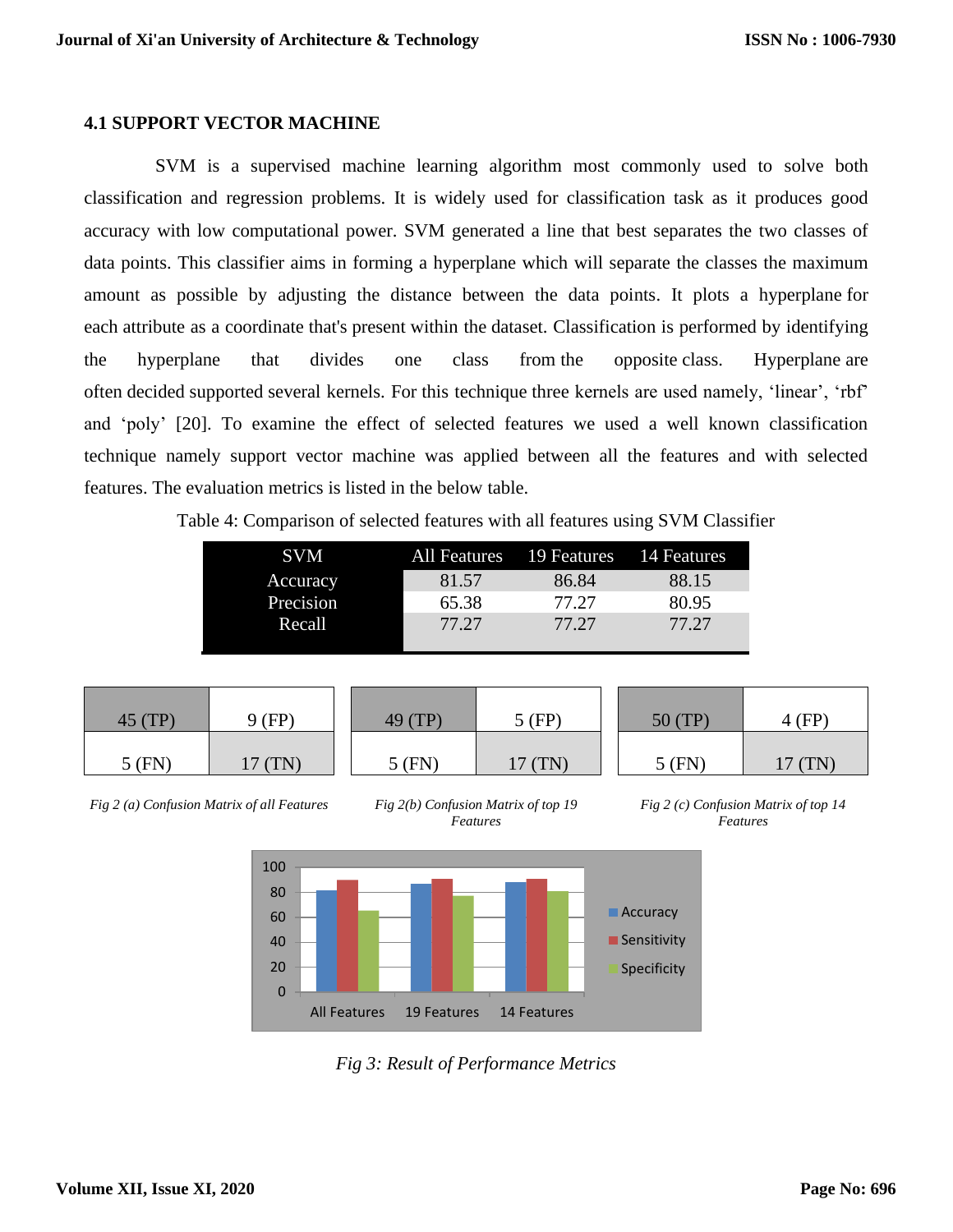### 4.1 SUPPORT VECTOR MACHINE

SVM is a supervised machine learning algorithm most commonly used to solve both classification and regression problems. It is widely used for classification task as it produces good accuracy with low computational power. SVM generated a line that best separates the two classes of data points. This classifier aims in forming a hyperplane which will separate the classes the maximum amount as possible by adjusting the distance between the data points. It plots a hyperplane for each attribute as a coordinate that's present within the dataset. Classification is performed by identifying the hyperplane that divides one class from the opposite class. Hyperplane are often decided supported several kernels. For this technique three kernels are used namely, 'linear', 'rbf' and 'poly' [20]. To examine the effect of selected features we used a well known classification technique namely support vector machine was applied between all the features and with selected features. The evaluation metrics is listed in the below table.

Table 4: Comparison of selected features with all features using SVM Classifier

| SVM | All Features | 19 Features | 14 Features |
|---|---|---|---|
| Accuracy | 81.57 | 86.84 | 88.15 |
| Precision | 65.38 | 77.27 | 80.95 |
| Recall | 77.27 | 77.27 | 77.27 |

| 45 (TP) | 9 (FP) |
|---|---|
| 5 (FN) | 17 (TN) |

*Fig 2 (a) Confusion Matrix of all Features*

| 49 (TP) | 5 (FP) |
|---|---|
| 5 (FN) | 17 (TN) |

*Fig 2(b) Confusion Matrix of top 19 Features*

| 50 (TP) | 4 (FP) |
|---|---|
| 5 (FN) | 17 (TN) |

*Fig 2 (c) Confusion Matrix of top 14 Features*

*Fig 3: Result of Performance Metrics*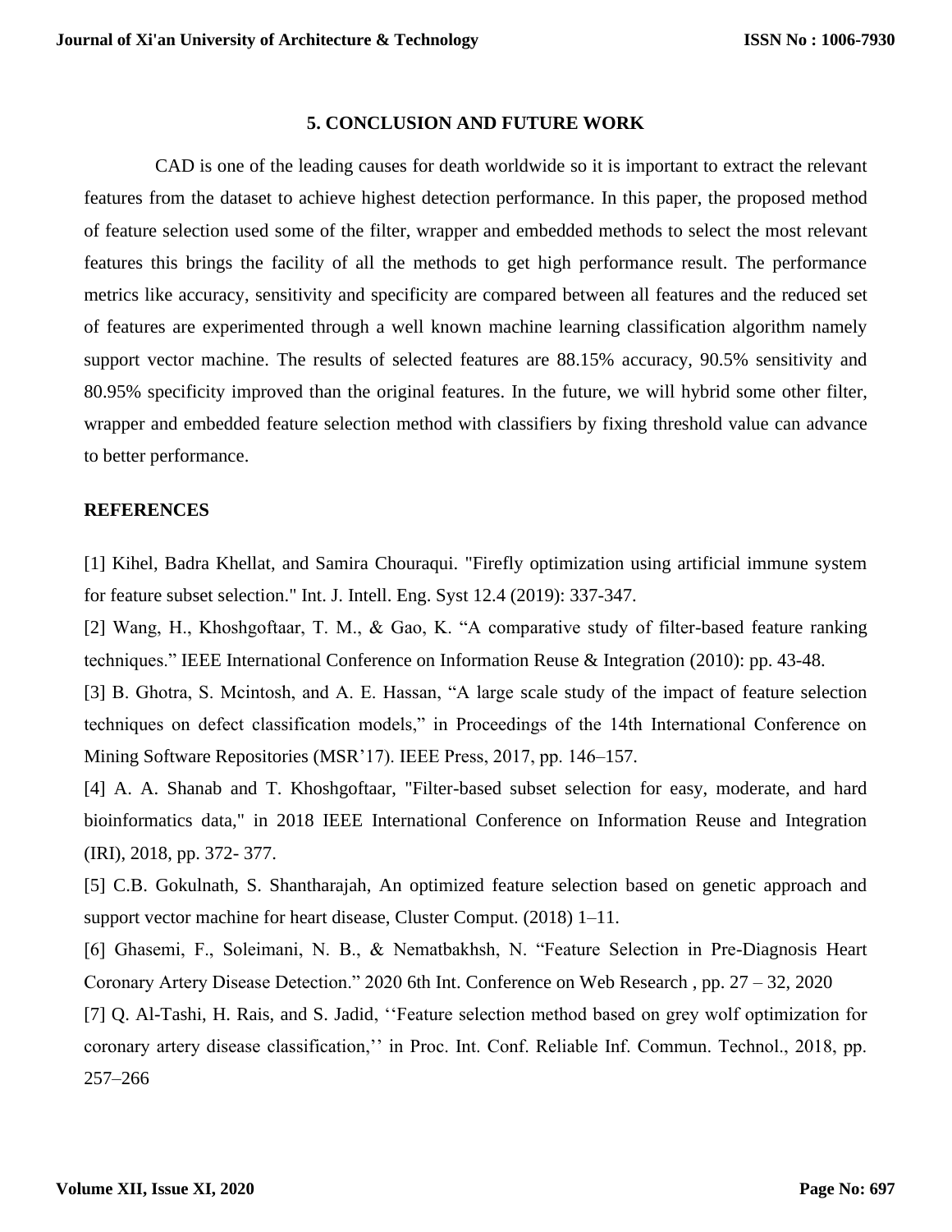## 5. CONCLUSION AND FUTURE WORK

CAD is one of the leading causes for death worldwide so it is important to extract the relevant features from the dataset to achieve highest detection performance. In this paper, the proposed method of feature selection used some of the filter, wrapper and embedded methods to select the most relevant features this brings the facility of all the methods to get high performance result. The performance metrics like accuracy, sensitivity and specificity are compared between all features and the reduced set of features are experimented through a well known machine learning classification algorithm namely support vector machine. The results of selected features are 88.15% accuracy, 90.5% sensitivity and 80.95% specificity improved than the original features. In the future, we will hybrid some other filter, wrapper and embedded feature selection method with classifiers by fixing threshold value can advance to better performance.

## REFERENCES

[1] Kihel, Badra Khellat, and Samira Chouraqui. "Firefly optimization using artificial immune system for feature subset selection." Int. J. Intell. Eng. Syst 12.4 (2019): 337-347.

[2] Wang, H., Khoshgoftaar, T. M., & Gao, K. "A comparative study of filter-based feature ranking techniques." IEEE International Conference on Information Reuse & Integration (2010): pp. 43-48.

[3] B. Ghotra, S. Mcintosh, and A. E. Hassan, "A large scale study of the impact of feature selection techniques on defect classification models," in Proceedings of the 14th International Conference on Mining Software Repositories (MSR'17). IEEE Press, 2017, pp. 146–157.

[4] A. A. Shanab and T. Khoshgoftaar, "Filter-based subset selection for easy, moderate, and hard bioinformatics data," in 2018 IEEE International Conference on Information Reuse and Integration (IRI), 2018, pp. 372- 377.

[5] C.B. Gokulnath, S. Shantharajah, An optimized feature selection based on genetic approach and support vector machine for heart disease, Cluster Comput. (2018) 1–11.

[6] Ghasemi, F., Soleimani, N. B., & Nematbakhsh, N. "Feature Selection in Pre-Diagnosis Heart Coronary Artery Disease Detection." 2020 6th Int. Conference on Web Research , pp. 27 – 32, 2020

[7] Q. Al-Tashi, H. Rais, and S. Jadid, ''Feature selection method based on grey wolf optimization for coronary artery disease classification,'' in Proc. Int. Conf. Reliable Inf. Commun. Technol., 2018, pp. 257–266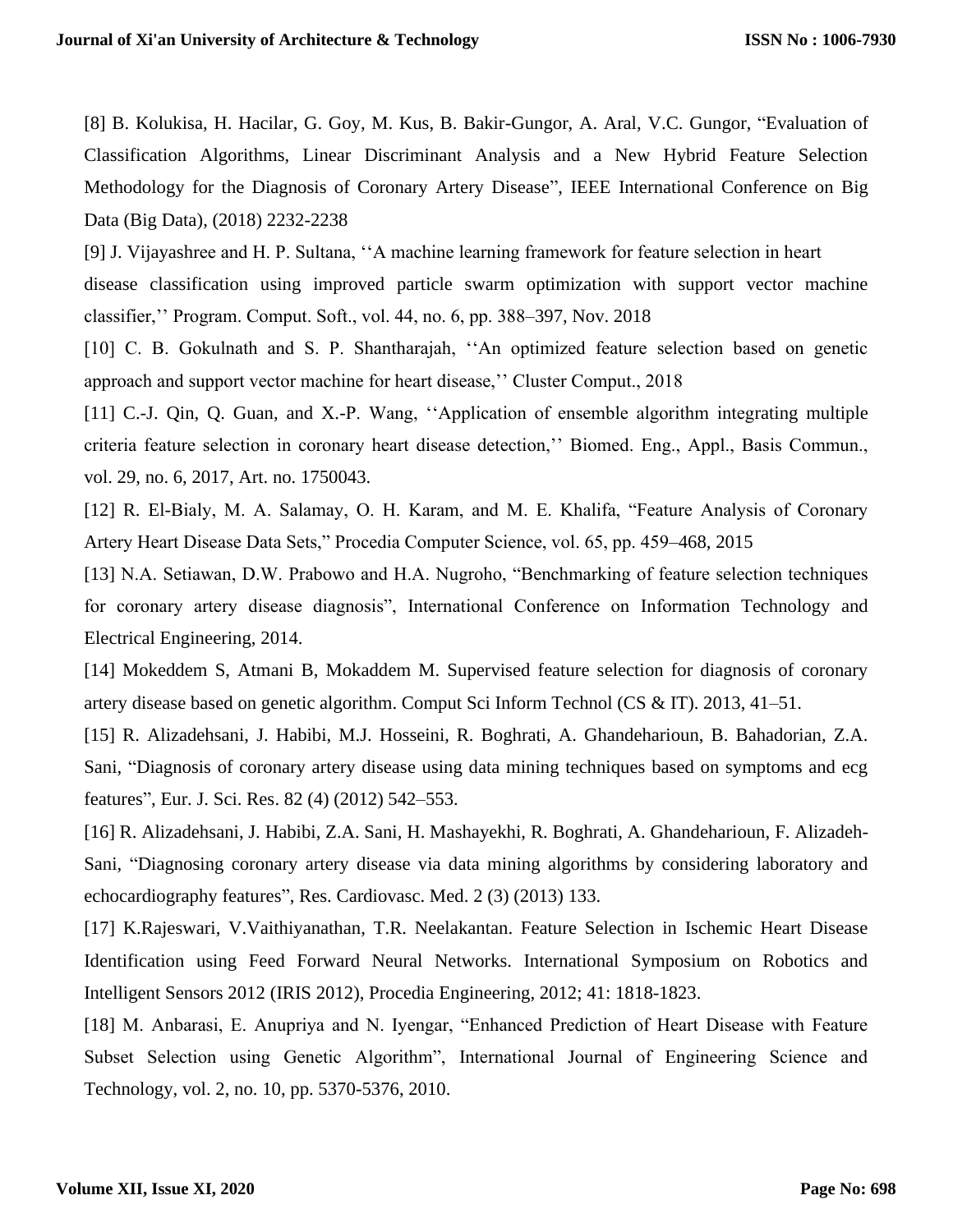[8] B. Kolukisa, H. Hacilar, G. Goy, M. Kus, B. Bakir-Gungor, A. Aral, V.C. Gungor, "Evaluation of Classification Algorithms, Linear Discriminant Analysis and a New Hybrid Feature Selection Methodology for the Diagnosis of Coronary Artery Disease", IEEE International Conference on Big Data (Big Data), (2018) 2232-2238

[9] J. Vijayashree and H. P. Sultana, ''A machine learning framework for feature selection in heart disease classification using improved particle swarm optimization with support vector machine classifier,'' Program. Comput. Soft., vol. 44, no. 6, pp. 388–397, Nov. 2018

[10] C. B. Gokulnath and S. P. Shantharajah, ''An optimized feature selection based on genetic approach and support vector machine for heart disease,'' Cluster Comput., 2018

[11] C.-J. Qin, Q. Guan, and X.-P. Wang, ''Application of ensemble algorithm integrating multiple criteria feature selection in coronary heart disease detection,'' Biomed. Eng., Appl., Basis Commun., vol. 29, no. 6, 2017, Art. no. 1750043.

[12] R. El-Bialy, M. A. Salamay, O. H. Karam, and M. E. Khalifa, "Feature Analysis of Coronary Artery Heart Disease Data Sets," Procedia Computer Science, vol. 65, pp. 459–468, 2015

[13] N.A. Setiawan, D.W. Prabowo and H.A. Nugroho, "Benchmarking of feature selection techniques for coronary artery disease diagnosis", International Conference on Information Technology and Electrical Engineering, 2014.

[14] Mokeddem S, Atmani B, Mokaddem M. Supervised feature selection for diagnosis of coronary artery disease based on genetic algorithm. Comput Sci Inform Technol (CS & IT). 2013, 41–51.

[15] R. Alizadehsani, J. Habibi, M.J. Hosseini, R. Boghrati, A. Ghandeharioun, B. Bahadorian, Z.A. Sani, "Diagnosis of coronary artery disease using data mining techniques based on symptoms and ecg features", Eur. J. Sci. Res. 82 (4) (2012) 542–553.

[16] R. Alizadehsani, J. Habibi, Z.A. Sani, H. Mashayekhi, R. Boghrati, A. Ghandeharioun, F. Alizadeh-Sani, "Diagnosing coronary artery disease via data mining algorithms by considering laboratory and echocardiography features", Res. Cardiovasc. Med. 2 (3) (2013) 133.

[17] K.Rajeswari, V.Vaithiyanathan, T.R. Neelakantan. Feature Selection in Ischemic Heart Disease Identification using Feed Forward Neural Networks. International Symposium on Robotics and Intelligent Sensors 2012 (IRIS 2012), Procedia Engineering, 2012; 41: 1818-1823.

[18] M. Anbarasi, E. Anupriya and N. Iyengar, "Enhanced Prediction of Heart Disease with Feature Subset Selection using Genetic Algorithm", International Journal of Engineering Science and Technology, vol. 2, no. 10, pp. 5370-5376, 2010.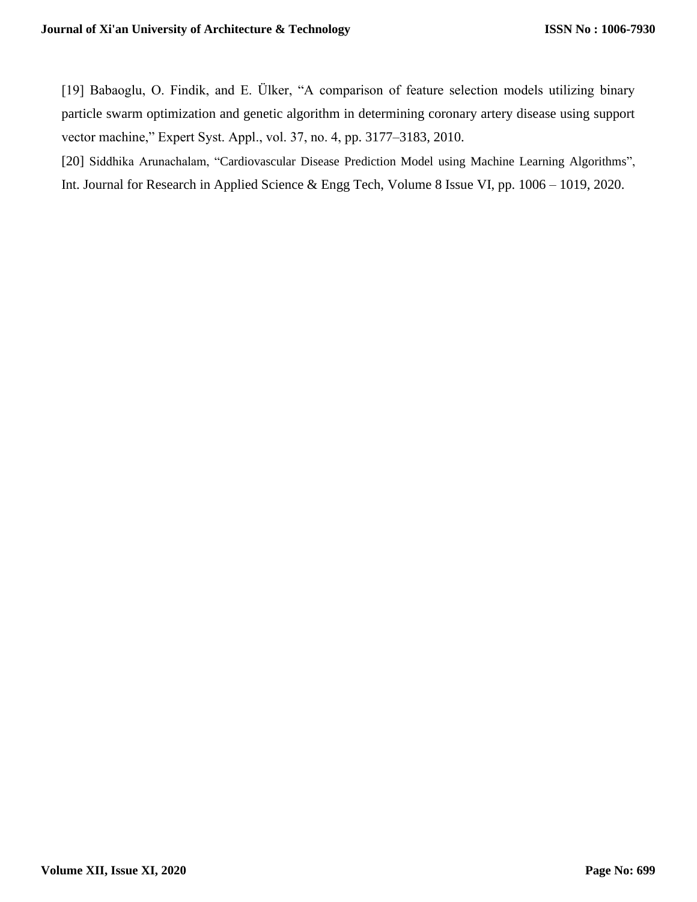[19] Babaoglu, O. Findik, and E. Ülker, “A comparison of feature selection models utilizing binary particle swarm optimization and genetic algorithm in determining coronary artery disease using support vector machine,” Expert Syst. Appl., vol. 37, no. 4, pp. 3177–3183, 2010.

[20] Siddhika Arunachalam, “Cardiovascular Disease Prediction Model using Machine Learning Algorithms”, Int. Journal for Research in Applied Science & Engg Tech, Volume 8 Issue VI, pp. 1006 – 1019, 2020.